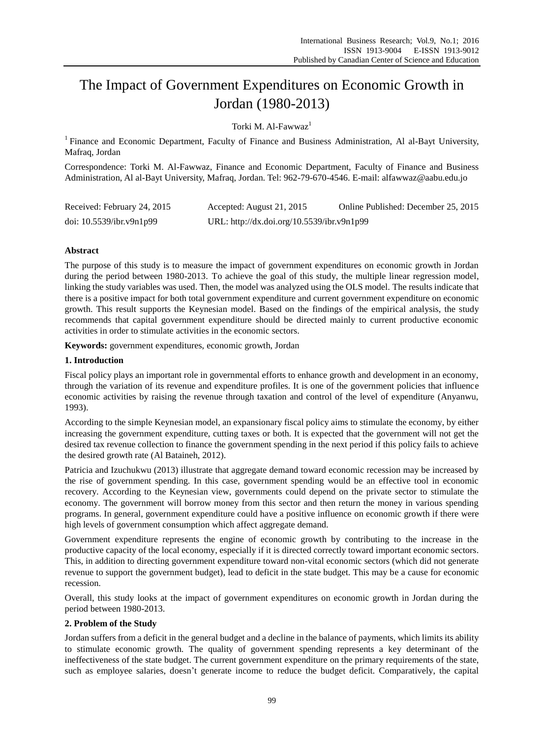# The Impact of Government Expenditures on Economic Growth in Jordan (1980-2013)

Torki M. Al-Fawwaz[1]

[1] Finance and Economic Department, Faculty of Finance and Business Administration, Al al-Bayt University, Mafraq, Jordan

Correspondence: Torki M. Al-Fawwaz, Finance and Economic Department, Faculty of Finance and Business Administration, Al al-Bayt University, Mafraq, Jordan. Tel: 962-79-670-4546. E-mail: alfawwaz@aabu.edu.jo

Received: February 24, 2015    Accepted: August 21, 2015    Online Published: December 25, 2015

doi: 10.5539/ibr.v9n1p99    URL: http://dx.doi.org/10.5539/ibr.v9n1p99

**Abstract**

The purpose of this study is to measure the impact of government expenditures on economic growth in Jordan during the period between 1980-2013. To achieve the goal of this study, the multiple linear regression model, linking the study variables was used. Then, the model was analyzed using the OLS model. The results indicate that there is a positive impact for both total government expenditure and current government expenditure on economic growth. This result supports the Keynesian model. Based on the findings of the empirical analysis, the study recommends that capital government expenditure should be directed mainly to current productive economic activities in order to stimulate activities in the economic sectors.

**Keywords:** government expenditures, economic growth, Jordan

## 1. Introduction

Fiscal policy plays an important role in governmental efforts to enhance growth and development in an economy, through the variation of its revenue and expenditure profiles. It is one of the government policies that influence economic activities by raising the revenue through taxation and control of the level of expenditure (Anyanwu, 1993).

According to the simple Keynesian model, an expansionary fiscal policy aims to stimulate the economy, by either increasing the government expenditure, cutting taxes or both. It is expected that the government will not get the desired tax revenue collection to finance the government spending in the next period if this policy fails to achieve the desired growth rate (Al Bataineh, 2012).

Patricia and Izuchukwu (2013) illustrate that aggregate demand toward economic recession may be increased by the rise of government spending. In this case, government spending would be an effective tool in economic recovery. According to the Keynesian view, governments could depend on the private sector to stimulate the economy. The government will borrow money from this sector and then return the money in various spending programs. In general, government expenditure could have a positive influence on economic growth if there were high levels of government consumption which affect aggregate demand.

Government expenditure represents the engine of economic growth by contributing to the increase in the productive capacity of the local economy, especially if it is directed correctly toward important economic sectors. This, in addition to directing government expenditure toward non-vital economic sectors (which did not generate revenue to support the government budget), lead to deficit in the state budget. This may be a cause for economic recession.

Overall, this study looks at the impact of government expenditures on economic growth in Jordan during the period between 1980-2013.

## 2. Problem of the Study

Jordan suffers from a deficit in the general budget and a decline in the balance of payments, which limits its ability to stimulate economic growth. The quality of government spending represents a key determinant of the ineffectiveness of the state budget. The current government expenditure on the primary requirements of the state, such as employee salaries, doesn't generate income to reduce the budget deficit. Comparatively, the capital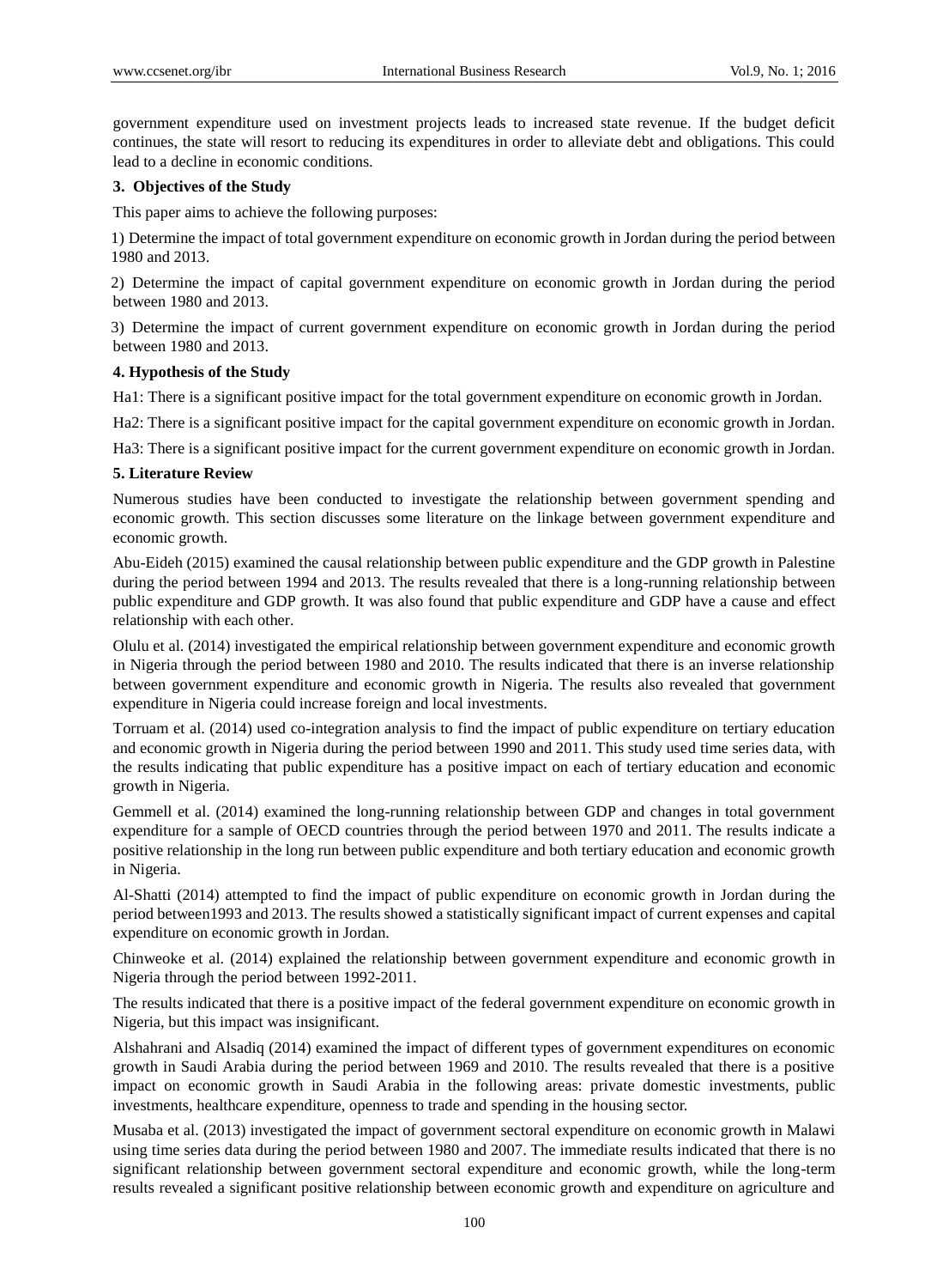government expenditure used on investment projects leads to increased state revenue. If the budget deficit continues, the state will resort to reducing its expenditures in order to alleviate debt and obligations. This could lead to a decline in economic conditions.

## 3. Objectives of the Study

This paper aims to achieve the following purposes:

1) Determine the impact of total government expenditure on economic growth in Jordan during the period between 1980 and 2013.

2) Determine the impact of capital government expenditure on economic growth in Jordan during the period between 1980 and 2013.

3) Determine the impact of current government expenditure on economic growth in Jordan during the period between 1980 and 2013.

## 4. Hypothesis of the Study

Ha1: There is a significant positive impact for the total government expenditure on economic growth in Jordan.

Ha2: There is a significant positive impact for the capital government expenditure on economic growth in Jordan.

Ha3: There is a significant positive impact for the current government expenditure on economic growth in Jordan.

## 5. Literature Review

Numerous studies have been conducted to investigate the relationship between government spending and economic growth. This section discusses some literature on the linkage between government expenditure and economic growth.

Abu-Eideh (2015) examined the causal relationship between public expenditure and the GDP growth in Palestine during the period between 1994 and 2013. The results revealed that there is a long-running relationship between public expenditure and GDP growth. It was also found that public expenditure and GDP have a cause and effect relationship with each other.

Olulu et al. (2014) investigated the empirical relationship between government expenditure and economic growth in Nigeria through the period between 1980 and 2010. The results indicated that there is an inverse relationship between government expenditure and economic growth in Nigeria. The results also revealed that government expenditure in Nigeria could increase foreign and local investments.

Torruam et al. (2014) used co-integration analysis to find the impact of public expenditure on tertiary education and economic growth in Nigeria during the period between 1990 and 2011. This study used time series data, with the results indicating that public expenditure has a positive impact on each of tertiary education and economic growth in Nigeria.

Gemmell et al. (2014) examined the long-running relationship between GDP and changes in total government expenditure for a sample of OECD countries through the period between 1970 and 2011. The results indicate a positive relationship in the long run between public expenditure and both tertiary education and economic growth in Nigeria.

Al-Shatti (2014) attempted to find the impact of public expenditure on economic growth in Jordan during the period between1993 and 2013. The results showed a statistically significant impact of current expenses and capital expenditure on economic growth in Jordan.

Chinweoke et al. (2014) explained the relationship between government expenditure and economic growth in Nigeria through the period between 1992-2011.

The results indicated that there is a positive impact of the federal government expenditure on economic growth in Nigeria, but this impact was insignificant.

Alshahrani and Alsadiq (2014) examined the impact of different types of government expenditures on economic growth in Saudi Arabia during the period between 1969 and 2010. The results revealed that there is a positive impact on economic growth in Saudi Arabia in the following areas: private domestic investments, public investments, healthcare expenditure, openness to trade and spending in the housing sector.

Musaba et al. (2013) investigated the impact of government sectoral expenditure on economic growth in Malawi using time series data during the period between 1980 and 2007. The immediate results indicated that there is no significant relationship between government sectoral expenditure and economic growth, while the long-term results revealed a significant positive relationship between economic growth and expenditure on agriculture and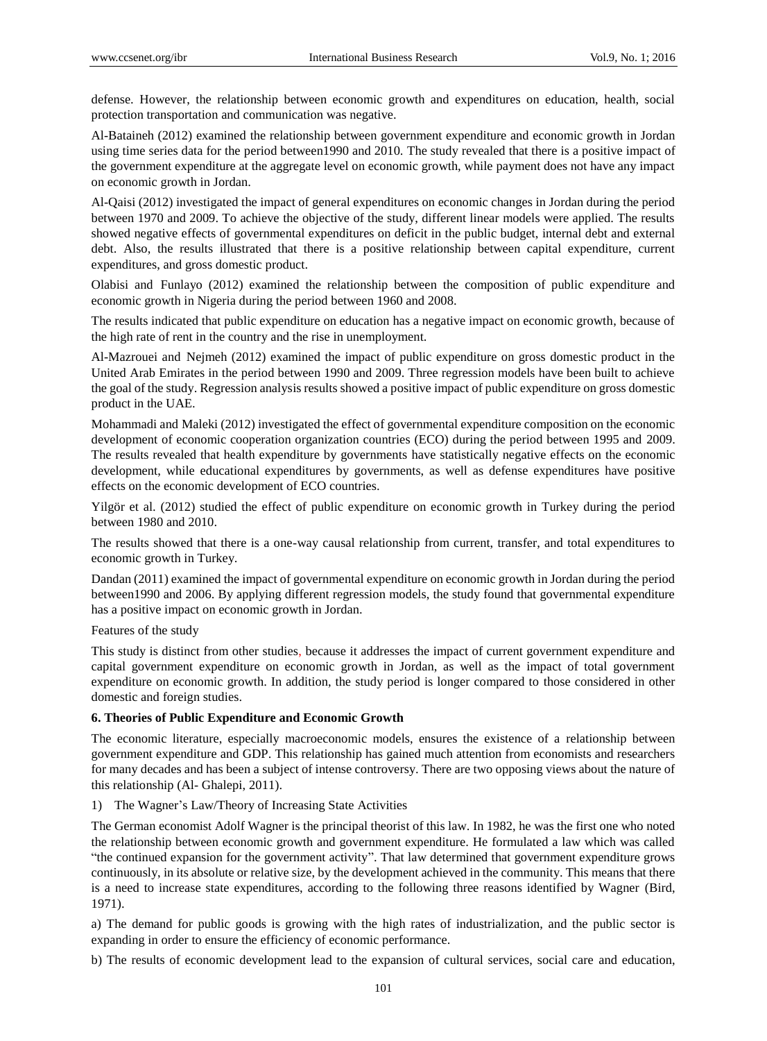defense. However, the relationship between economic growth and expenditures on education, health, social protection transportation and communication was negative.

Al-Bataineh (2012) examined the relationship between government expenditure and economic growth in Jordan using time series data for the period between1990 and 2010. The study revealed that there is a positive impact of the government expenditure at the aggregate level on economic growth, while payment does not have any impact on economic growth in Jordan.

Al-Qaisi (2012) investigated the impact of general expenditures on economic changes in Jordan during the period between 1970 and 2009. To achieve the objective of the study, different linear models were applied. The results showed negative effects of governmental expenditures on deficit in the public budget, internal debt and external debt. Also, the results illustrated that there is a positive relationship between capital expenditure, current expenditures, and gross domestic product.

Olabisi and Funlayo (2012) examined the relationship between the composition of public expenditure and economic growth in Nigeria during the period between 1960 and 2008.

The results indicated that public expenditure on education has a negative impact on economic growth, because of the high rate of rent in the country and the rise in unemployment.

Al-Mazrouei and Nejmeh (2012) examined the impact of public expenditure on gross domestic product in the United Arab Emirates in the period between 1990 and 2009. Three regression models have been built to achieve the goal of the study. Regression analysis results showed a positive impact of public expenditure on gross domestic product in the UAE.

Mohammadi and Maleki (2012) investigated the effect of governmental expenditure composition on the economic development of economic cooperation organization countries (ECO) during the period between 1995 and 2009. The results revealed that health expenditure by governments have statistically negative effects on the economic development, while educational expenditures by governments, as well as defense expenditures have positive effects on the economic development of ECO countries.

Yilgör et al. (2012) studied the effect of public expenditure on economic growth in Turkey during the period between 1980 and 2010.

The results showed that there is a one-way causal relationship from current, transfer, and total expenditures to economic growth in Turkey.

Dandan (2011) examined the impact of governmental expenditure on economic growth in Jordan during the period between1990 and 2006. By applying different regression models, the study found that governmental expenditure has a positive impact on economic growth in Jordan.

Features of the study

This study is distinct from other studies, because it addresses the impact of current government expenditure and capital government expenditure on economic growth in Jordan, as well as the impact of total government expenditure on economic growth. In addition, the study period is longer compared to those considered in other domestic and foreign studies.

## 6. Theories of Public Expenditure and Economic Growth

The economic literature, especially macroeconomic models, ensures the existence of a relationship between government expenditure and GDP. This relationship has gained much attention from economists and researchers for many decades and has been a subject of intense controversy. There are two opposing views about the nature of this relationship (Al- Ghalepi, 2011).

1) The Wagner's Law/Theory of Increasing State Activities

The German economist Adolf Wagner is the principal theorist of this law. In 1982, he was the first one who noted the relationship between economic growth and government expenditure. He formulated a law which was called "the continued expansion for the government activity". That law determined that government expenditure grows continuously, in its absolute or relative size, by the development achieved in the community. This means that there is a need to increase state expenditures, according to the following three reasons identified by Wagner (Bird, 1971).

a) The demand for public goods is growing with the high rates of industrialization, and the public sector is expanding in order to ensure the efficiency of economic performance.

b) The results of economic development lead to the expansion of cultural services, social care and education,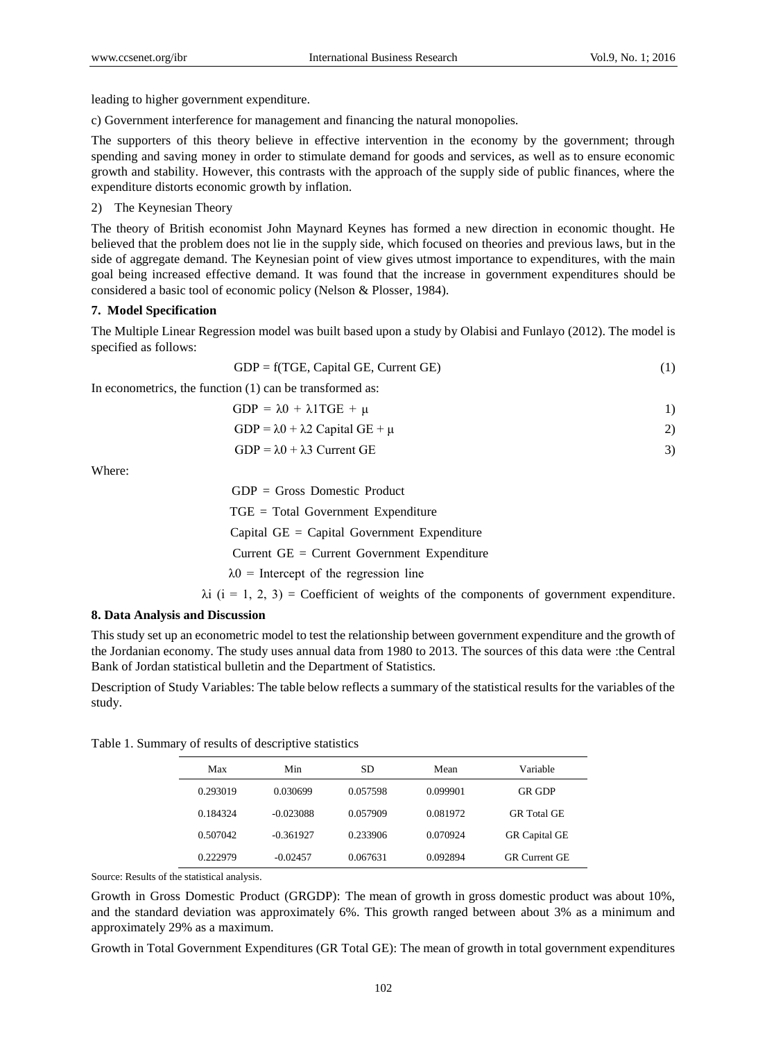leading to higher government expenditure.

c) Government interference for management and financing the natural monopolies.

The supporters of this theory believe in effective intervention in the economy by the government; through spending and saving money in order to stimulate demand for goods and services, as well as to ensure economic growth and stability. However, this contrasts with the approach of the supply side of public finances, where the expenditure distorts economic growth by inflation.

2) The Keynesian Theory

The theory of British economist John Maynard Keynes has formed a new direction in economic thought. He believed that the problem does not lie in the supply side, which focused on theories and previous laws, but in the side of aggregate demand. The Keynesian point of view gives utmost importance to expenditures, with the main goal being increased effective demand. It was found that the increase in government expenditures should be considered a basic tool of economic policy (Nelson & Plosser, 1984).

### 7. Model Specification

The Multiple Linear Regression model was built based upon a study by Olabisi and Funlayo (2012). The model is specified as follows:

$$GDP = f(TGE, Capital\ GE, Current\ GE) \quad (1)$$

In econometrics, the function (1) can be transformed as:

$$GDP = \lambda 0 + \lambda 1 TGE + \mu \quad 1)$$

$$GDP = \lambda 0 + \lambda 2\ Capital\ GE + \mu \quad 2)$$

$$GDP = \lambda 0 + \lambda 3\ Current\ GE \quad 3)$$

Where:

GDP = Gross Domestic Product

TGE = Total Government Expenditure

Capital GE = Capital Government Expenditure

Current GE = Current Government Expenditure

$\lambda 0$ = Intercept of the regression line

$\lambda i$ ($i$ = 1, 2, 3) = Coefficient of weights of the components of government expenditure.

### 8. Data Analysis and Discussion

This study set up an econometric model to test the relationship between government expenditure and the growth of the Jordanian economy. The study uses annual data from 1980 to 2013. The sources of this data were :the Central Bank of Jordan statistical bulletin and the Department of Statistics.

Description of Study Variables: The table below reflects a summary of the statistical results for the variables of the study.

Table 1. Summary of results of descriptive statistics

| Max | Min | SD | Mean | Variable |
|---|---|---|---|---|
| 0.293019 | 0.030699 | 0.057598 | 0.099901 | GR GDP |
| 0.184324 | -0.023088 | 0.057909 | 0.081972 | GR Total GE |
| 0.507042 | -0.361927 | 0.233906 | 0.070924 | GR Capital GE |
| 0.222979 | -0.02457 | 0.067631 | 0.092894 | GR Current GE |

Source: Results of the statistical analysis.

Growth in Gross Domestic Product (GRGDP): The mean of growth in gross domestic product was about 10%, and the standard deviation was approximately 6%. This growth ranged between about 3% as a minimum and approximately 29% as a maximum.

Growth in Total Government Expenditures (GR Total GE): The mean of growth in total government expenditures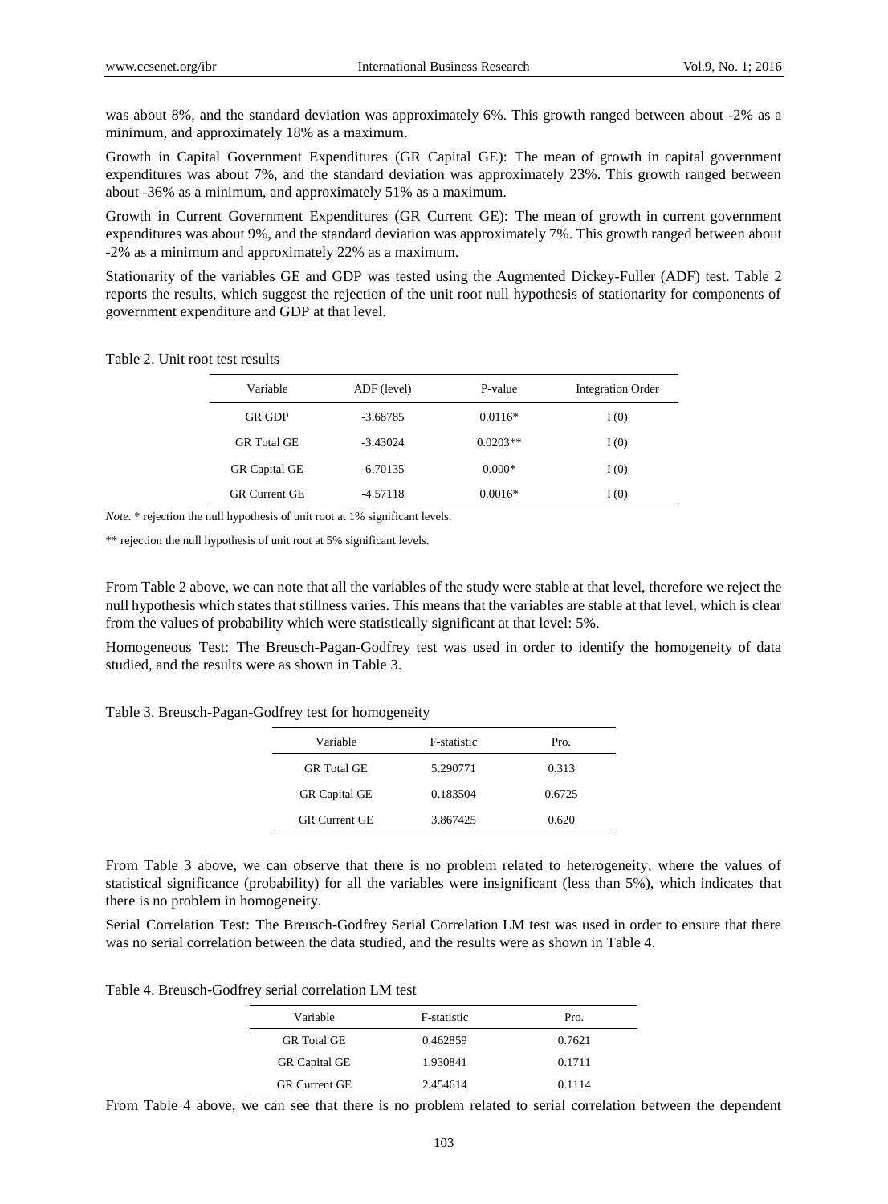was about 8%, and the standard deviation was approximately 6%. This growth ranged between about -2% as a minimum, and approximately 18% as a maximum.

Growth in Capital Government Expenditures (GR Capital GE): The mean of growth in capital government expenditures was about 7%, and the standard deviation was approximately 23%. This growth ranged between about -36% as a minimum, and approximately 51% as a maximum.

Growth in Current Government Expenditures (GR Current GE): The mean of growth in current government expenditures was about 9%, and the standard deviation was approximately 7%. This growth ranged between about -2% as a minimum and approximately 22% as a maximum.

Stationarity of the variables GE and GDP was tested using the Augmented Dickey-Fuller (ADF) test. Table 2 reports the results, which suggest the rejection of the unit root null hypothesis of stationarity for components of government expenditure and GDP at that level.

Table 2. Unit root test results

| Variable | ADF (level) | P-value | Integration Order |
|---|---|---|---|
| GR GDP | -3.68785 | 0.0116* | I (0) |
| GR Total GE | -3.43024 | 0.0203** | I (0) |
| GR Capital GE | -6.70135 | 0.000* | I (0) |
| GR Current GE | -4.57118 | 0.0016* | I (0) |

*Note.* * rejection the null hypothesis of unit root at 1% significant levels.

** rejection the null hypothesis of unit root at 5% significant levels.

From Table 2 above, we can note that all the variables of the study were stable at that level, therefore we reject the null hypothesis which states that stillness varies. This means that the variables are stable at that level, which is clear from the values of probability which were statistically significant at that level: 5%.

Homogeneous Test: The Breusch-Pagan-Godfrey test was used in order to identify the homogeneity of data studied, and the results were as shown in Table 3.

Table 3. Breusch-Pagan-Godfrey test for homogeneity

| Variable | F-statistic | Pro. |
|---|---|---|
| GR Total GE | 5.290771 | 0.313 |
| GR Capital GE | 0.183504 | 0.6725 |
| GR Current GE | 3.867425 | 0.620 |

From Table 3 above, we can observe that there is no problem related to heterogeneity, where the values of statistical significance (probability) for all the variables were insignificant (less than 5%), which indicates that there is no problem in homogeneity.

Serial Correlation Test: The Breusch-Godfrey Serial Correlation LM test was used in order to ensure that there was no serial correlation between the data studied, and the results were as shown in Table 4.

Table 4. Breusch-Godfrey serial correlation LM test

| Variable | F-statistic | Pro. |
|---|---|---|
| GR Total GE | 0.462859 | 0.7621 |
| GR Capital GE | 1.930841 | 0.1711 |
| GR Current GE | 2.454614 | 0.1114 |

From Table 4 above, we can see that there is no problem related to serial correlation between the dependent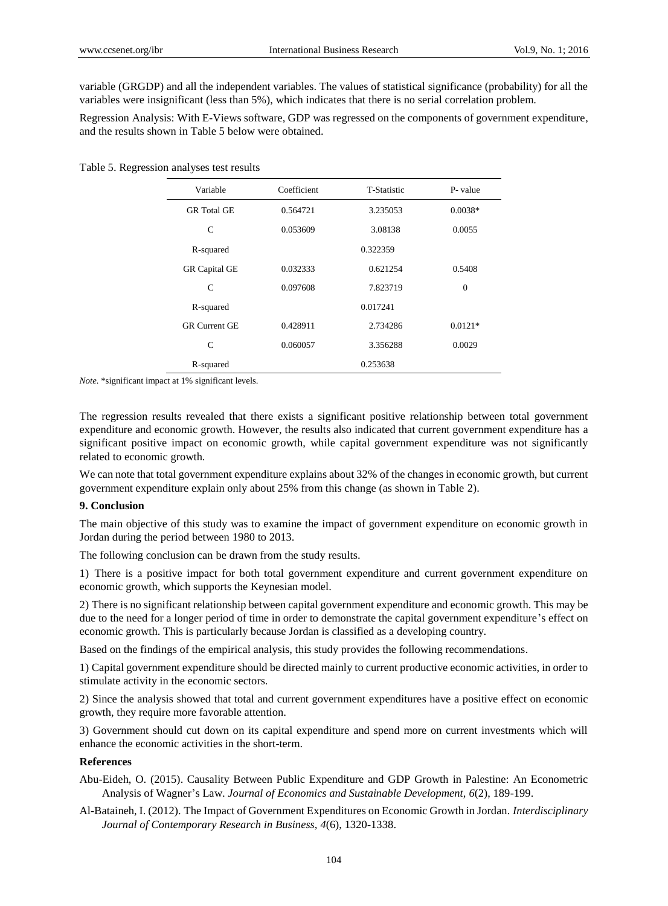variable (GRGDP) and all the independent variables. The values of statistical significance (probability) for all the variables were insignificant (less than 5%), which indicates that there is no serial correlation problem.

Regression Analysis: With E-Views software, GDP was regressed on the components of government expenditure, and the results shown in Table 5 below were obtained.

Table 5. Regression analyses test results

| Variable | Coefficient | T-Statistic | P- value |
|---|---|---|---|
| GR Total GE | 0.564721 | 3.235053 | 0.0038* |
| C | 0.053609 | 3.08138 | 0.0055 |
| R-squared | | 0.322359 | |
| GR Capital GE | 0.032333 | 0.621254 | 0.5408 |
| C | 0.097608 | 7.823719 | 0 |
| R-squared | | 0.017241 | |
| GR Current GE | 0.428911 | 2.734286 | 0.0121* |
| C | 0.060057 | 3.356288 | 0.0029 |
| R-squared | | 0.253638 | |

*Note.* *significant impact at 1% significant levels.

The regression results revealed that there exists a significant positive relationship between total government expenditure and economic growth. However, the results also indicated that current government expenditure has a significant positive impact on economic growth, while capital government expenditure was not significantly related to economic growth.

We can note that total government expenditure explains about 32% of the changes in economic growth, but current government expenditure explain only about 25% from this change (as shown in Table 2).

## 9. Conclusion

The main objective of this study was to examine the impact of government expenditure on economic growth in Jordan during the period between 1980 to 2013.

The following conclusion can be drawn from the study results.

1) There is a positive impact for both total government expenditure and current government expenditure on economic growth, which supports the Keynesian model.

2) There is no significant relationship between capital government expenditure and economic growth. This may be due to the need for a longer period of time in order to demonstrate the capital government expenditure's effect on economic growth. This is particularly because Jordan is classified as a developing country.

Based on the findings of the empirical analysis, this study provides the following recommendations.

1) Capital government expenditure should be directed mainly to current productive economic activities, in order to stimulate activity in the economic sectors.

2) Since the analysis showed that total and current government expenditures have a positive effect on economic growth, they require more favorable attention.

3) Government should cut down on its capital expenditure and spend more on current investments which will enhance the economic activities in the short-term.

## References

Abu-Eideh, O. (2015). Causality Between Public Expenditure and GDP Growth in Palestine: An Econometric Analysis of Wagner's Law. *Journal of Economics and Sustainable Development, 6*(2), 189-199.

Al-Bataineh, I. (2012). The Impact of Government Expenditures on Economic Growth in Jordan. *Interdisciplinary Journal of Contemporary Research in Business, 4*(6), 1320-1338.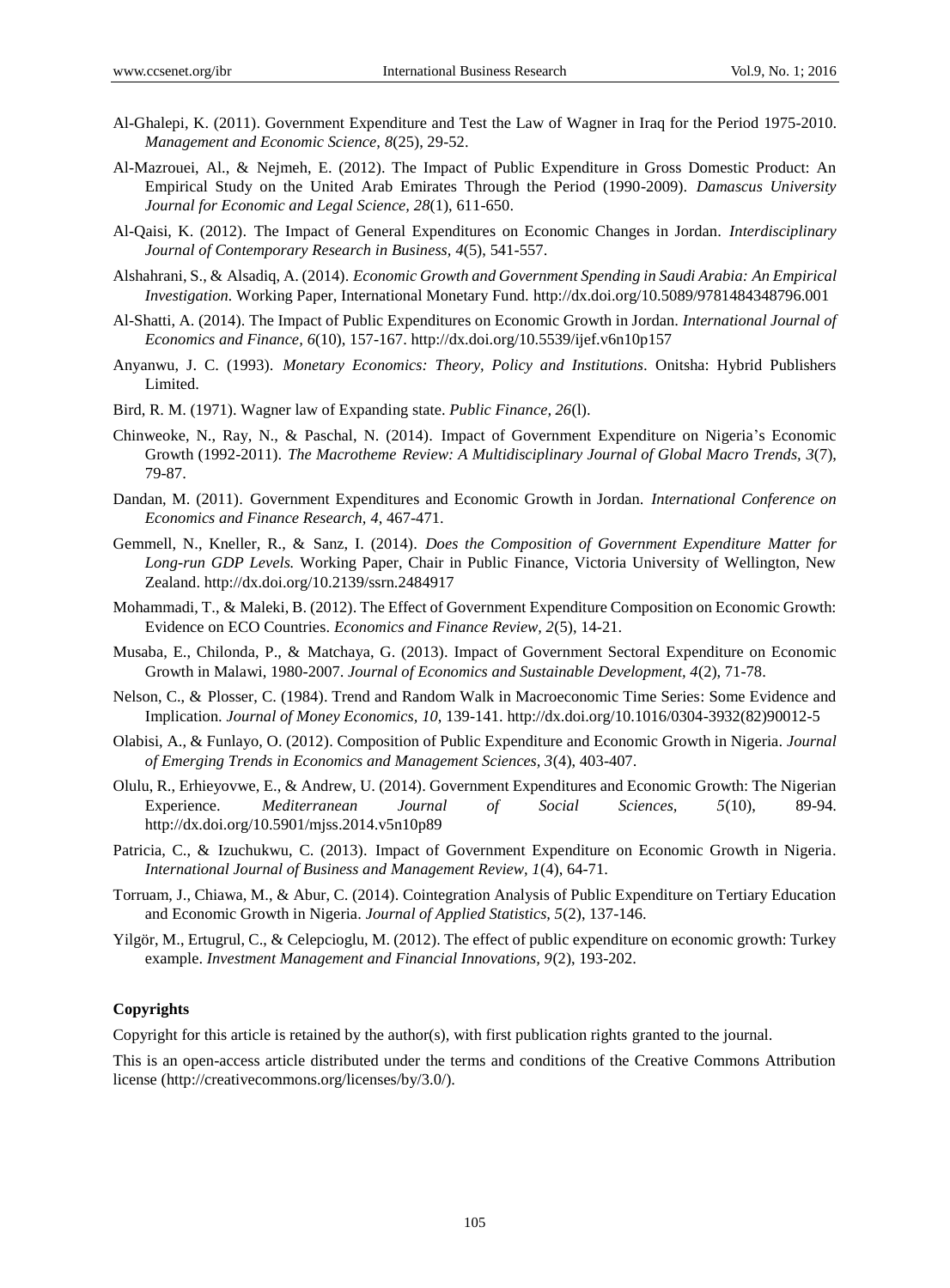Al-Ghalepi, K. (2011). Government Expenditure and Test the Law of Wagner in Iraq for the Period 1975-2010. *Management and Economic Science, 8*(25), 29-52.

Al-Mazrouei, Al., & Nejmeh, E. (2012). The Impact of Public Expenditure in Gross Domestic Product: An Empirical Study on the United Arab Emirates Through the Period (1990-2009). *Damascus University Journal for Economic and Legal Science, 28*(1), 611-650.

Al-Qaisi, K. (2012). The Impact of General Expenditures on Economic Changes in Jordan. *Interdisciplinary Journal of Contemporary Research in Business, 4*(5), 541-557.

Alshahrani, S., & Alsadiq, A. (2014). *Economic Growth and Government Spending in Saudi Arabia: An Empirical Investigation.* Working Paper, International Monetary Fund. http://dx.doi.org/10.5089/9781484348796.001

Al-Shatti, A. (2014). The Impact of Public Expenditures on Economic Growth in Jordan. *International Journal of Economics and Finance, 6*(10), 157-167. http://dx.doi.org/10.5539/ijef.v6n10p157

Anyanwu, J. C. (1993). *Monetary Economics: Theory, Policy and Institutions*. Onitsha: Hybrid Publishers Limited.

Bird, R. M. (1971). Wagner law of Expanding state. *Public Finance, 26*(l).

Chinweoke, N., Ray, N., & Paschal, N. (2014). Impact of Government Expenditure on Nigeria's Economic Growth (1992-2011). *The Macrotheme Review: A Multidisciplinary Journal of Global Macro Trends, 3*(7), 79-87.

Dandan, M. (2011). Government Expenditures and Economic Growth in Jordan. *International Conference on Economics and Finance Research, 4*, 467-471.

Gemmell, N., Kneller, R., & Sanz, I. (2014). *Does the Composition of Government Expenditure Matter for Long-run GDP Levels.* Working Paper, Chair in Public Finance, Victoria University of Wellington, New Zealand. http://dx.doi.org/10.2139/ssrn.2484917

Mohammadi, T., & Maleki, B. (2012). The Effect of Government Expenditure Composition on Economic Growth: Evidence on ECO Countries. *Economics and Finance Review, 2*(5), 14-21.

Musaba, E., Chilonda, P., & Matchaya, G. (2013). Impact of Government Sectoral Expenditure on Economic Growth in Malawi, 1980-2007. *Journal of Economics and Sustainable Development, 4*(2), 71-78.

Nelson, C., & Plosser, C. (1984). Trend and Random Walk in Macroeconomic Time Series: Some Evidence and Implication. *Journal of Money Economics, 10*, 139-141. http://dx.doi.org/10.1016/0304-3932(82)90012-5

Olabisi, A., & Funlayo, O. (2012). Composition of Public Expenditure and Economic Growth in Nigeria. *Journal of Emerging Trends in Economics and Management Sciences, 3*(4), 403-407.

Olulu, R., Erhieyovwe, E., & Andrew, U. (2014). Government Expenditures and Economic Growth: The Nigerian Experience. *Mediterranean Journal of Social Sciences, 5*(10), 89-94. http://dx.doi.org/10.5901/mjss.2014.v5n10p89

Patricia, C., & Izuchukwu, C. (2013). Impact of Government Expenditure on Economic Growth in Nigeria. *International Journal of Business and Management Review, 1*(4), 64-71.

Torruam, J., Chiawa, M., & Abur, C. (2014). Cointegration Analysis of Public Expenditure on Tertiary Education and Economic Growth in Nigeria. *Journal of Applied Statistics, 5*(2), 137-146.

Yilgör, M., Ertugrul, C., & Celepcioglu, M. (2012). The effect of public expenditure on economic growth: Turkey example. *Investment Management and Financial Innovations, 9*(2), 193-202.

**Copyrights**

Copyright for this article is retained by the author(s), with first publication rights granted to the journal.

This is an open-access article distributed under the terms and conditions of the Creative Commons Attribution license (http://creativecommons.org/licenses/by/3.0/).